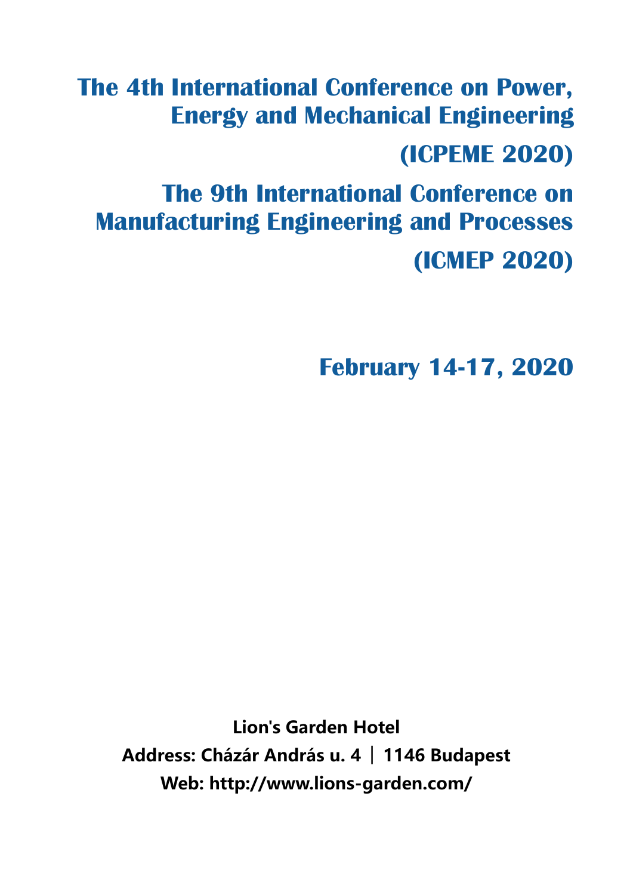# The 4th International Conference on Power, Energy and Mechanical Engineering

# (ICPEME 2020)

# The 9th International Conference on Manufacturing Engineering and Processes

# (ICMEP 2020)

## February 14-17, 2020

**Lion's Garden Hotel**

**Address: Cházár András u. 4 | 1146 Budapest**

**Web: http://www.lions-garden.com/**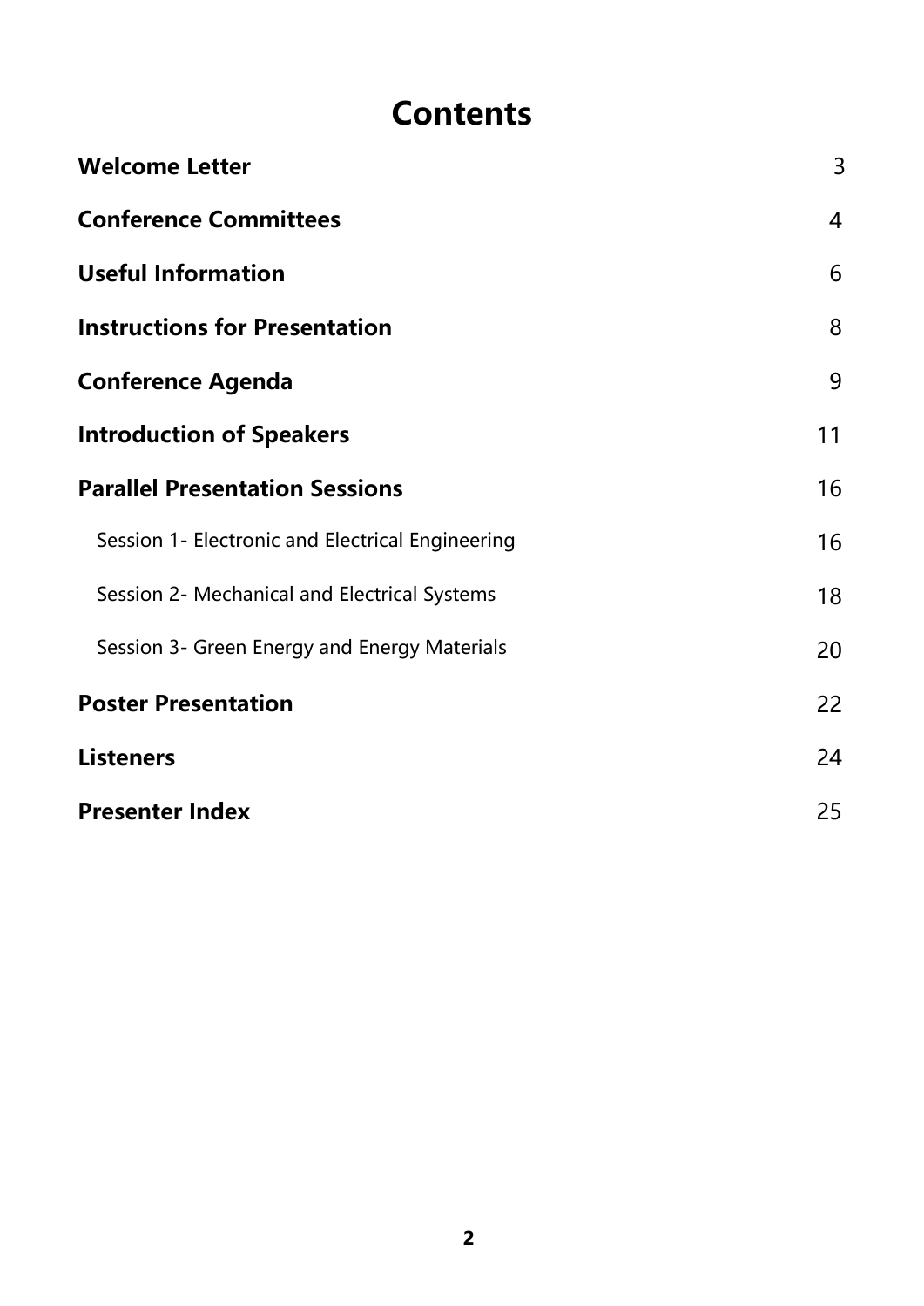# Contents

| | |
|---|---|
| **Welcome Letter** | 3 |
| **Conference Committees** | 4 |
| **Useful Information** | 6 |
| **Instructions for Presentation** | 8 |
| **Conference Agenda** | 9 |
| **Introduction of Speakers** | 11 |
| **Parallel Presentation Sessions** | 16 |
| Session 1- Electronic and Electrical Engineering | 16 |
| Session 2- Mechanical and Electrical Systems | 18 |
| Session 3- Green Energy and Energy Materials | 20 |
| **Poster Presentation** | 22 |
| **Listeners** | 24 |
| **Presenter Index** | 25 |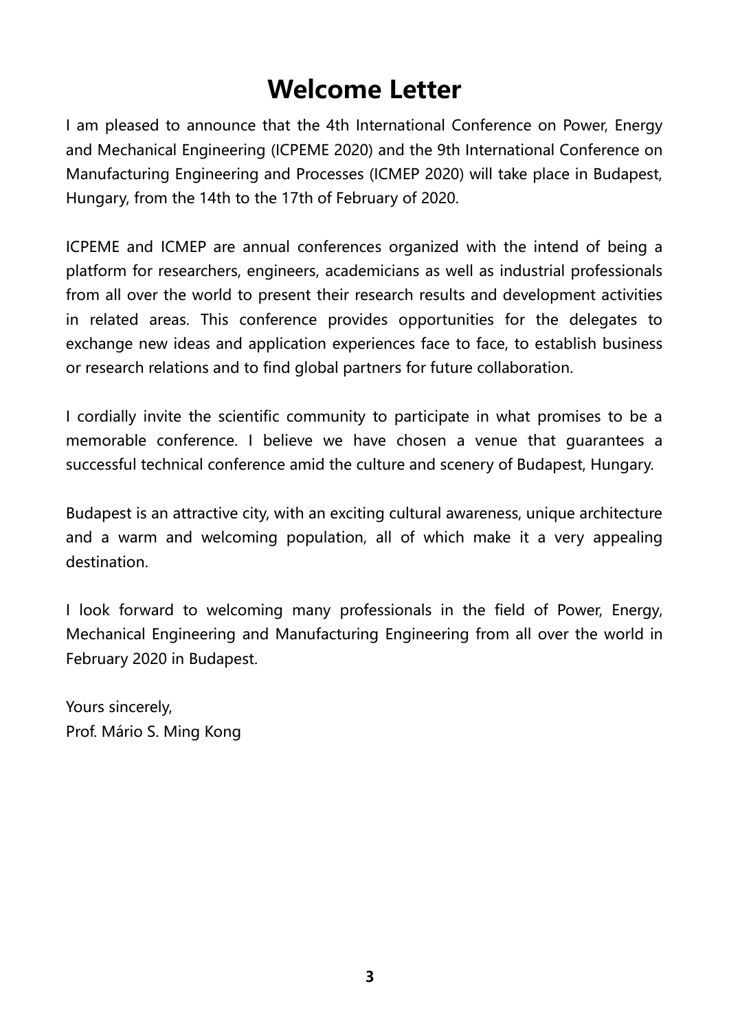# Welcome Letter

I am pleased to announce that the 4th International Conference on Power, Energy and Mechanical Engineering (ICPEME 2020) and the 9th International Conference on Manufacturing Engineering and Processes (ICMEP 2020) will take place in Budapest, Hungary, from the 14th to the 17th of February of 2020.

ICPEME and ICMEP are annual conferences organized with the intend of being a platform for researchers, engineers, academicians as well as industrial professionals from all over the world to present their research results and development activities in related areas. This conference provides opportunities for the delegates to exchange new ideas and application experiences face to face, to establish business or research relations and to find global partners for future collaboration.

I cordially invite the scientific community to participate in what promises to be a memorable conference. I believe we have chosen a venue that guarantees a successful technical conference amid the culture and scenery of Budapest, Hungary.

Budapest is an attractive city, with an exciting cultural awareness, unique architecture and a warm and welcoming population, all of which make it a very appealing destination.

I look forward to welcoming many professionals in the field of Power, Energy, Mechanical Engineering and Manufacturing Engineering from all over the world in February 2020 in Budapest.

Yours sincerely,
Prof. Mário S. Ming Kong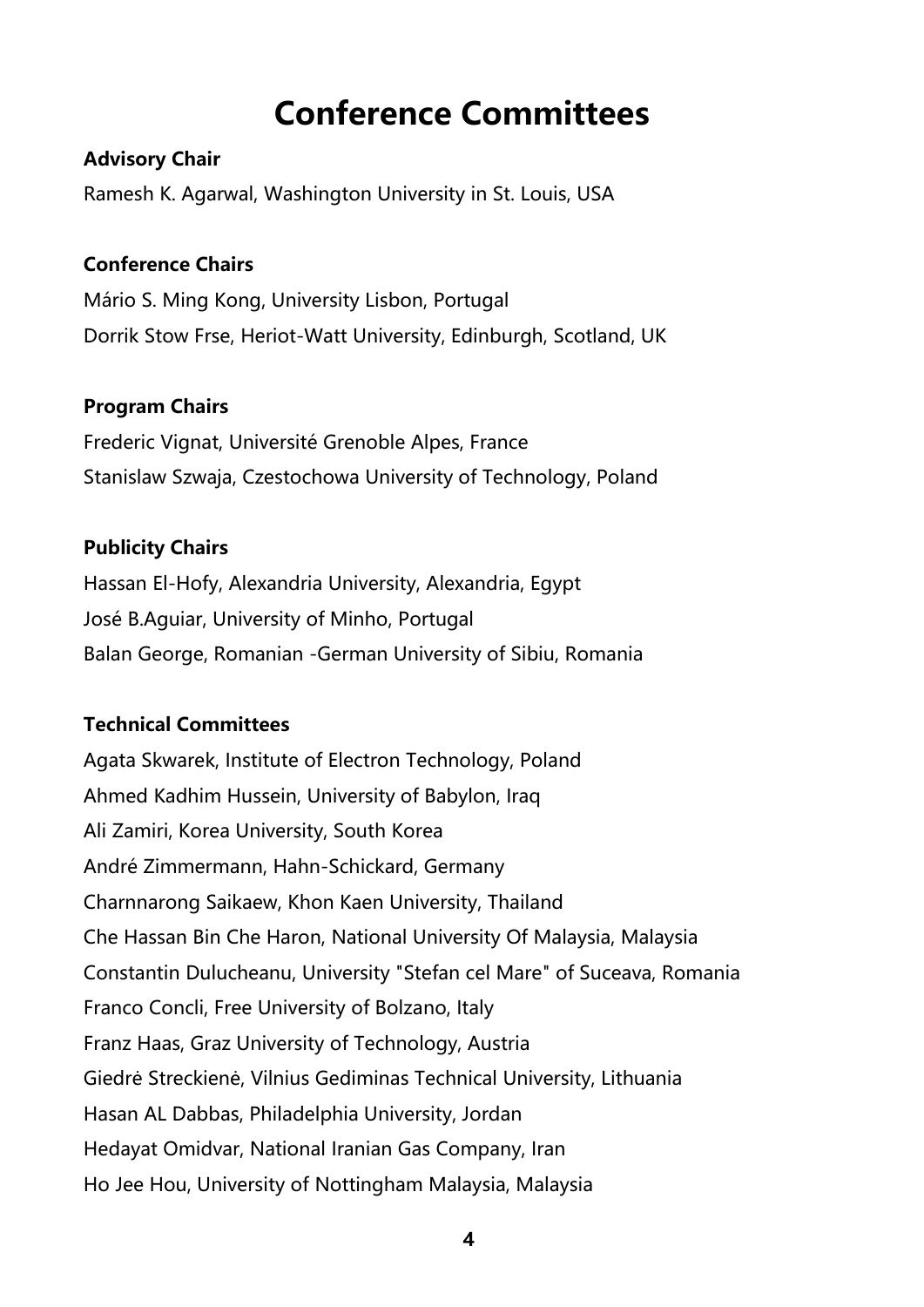# Conference Committees

**Advisory Chair**

Ramesh K. Agarwal, Washington University in St. Louis, USA

**Conference Chairs**

Mário S. Ming Kong, University Lisbon, Portugal

Dorrik Stow Frse, Heriot-Watt University, Edinburgh, Scotland, UK

**Program Chairs**

Frederic Vignat, Université Grenoble Alpes, France

Stanislaw Szwaja, Czestochowa University of Technology, Poland

**Publicity Chairs**

Hassan El-Hofy, Alexandria University, Alexandria, Egypt

José B.Aguiar, University of Minho, Portugal

Balan George, Romanian -German University of Sibiu, Romania

**Technical Committees**

Agata Skwarek, Institute of Electron Technology, Poland

Ahmed Kadhim Hussein, University of Babylon, Iraq

Ali Zamiri, Korea University, South Korea

André Zimmermann, Hahn-Schickard, Germany

Charnnarong Saikaew, Khon Kaen University, Thailand

Che Hassan Bin Che Haron, National University Of Malaysia, Malaysia

Constantin Dulucheanu, University "Stefan cel Mare" of Suceava, Romania

Franco Concli, Free University of Bolzano, Italy

Franz Haas, Graz University of Technology, Austria

Giedrė Streckienė, Vilnius Gediminas Technical University, Lithuania

Hasan AL Dabbas, Philadelphia University, Jordan

Hedayat Omidvar, National Iranian Gas Company, Iran

Ho Jee Hou, University of Nottingham Malaysia, Malaysia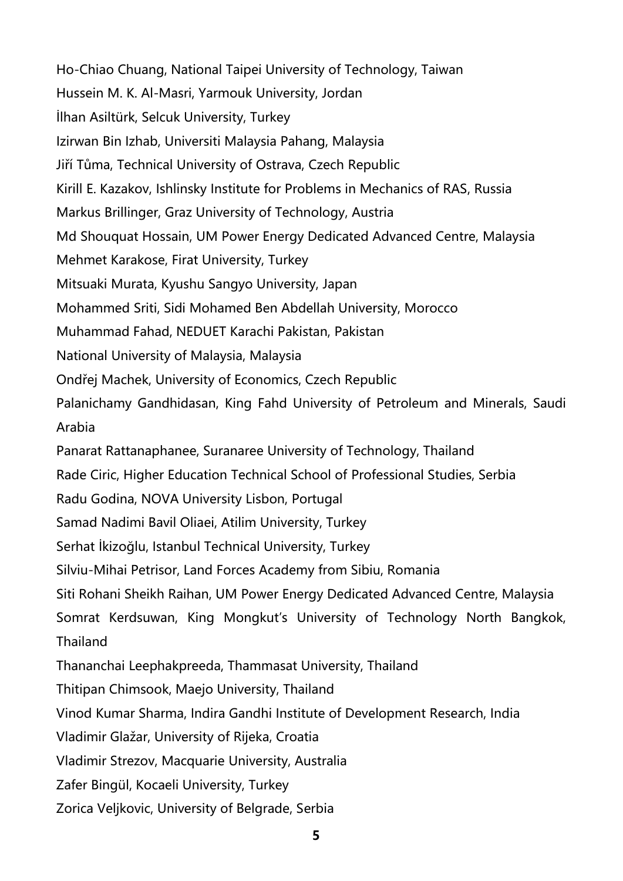Ho-Chiao Chuang, National Taipei University of Technology, Taiwan

Hussein M. K. Al-Masri, Yarmouk University, Jordan

İlhan Asiltürk, Selcuk University, Turkey

Izirwan Bin Izhab, Universiti Malaysia Pahang, Malaysia

Jiří Tůma, Technical University of Ostrava, Czech Republic

Kirill E. Kazakov, Ishlinsky Institute for Problems in Mechanics of RAS, Russia

Markus Brillinger, Graz University of Technology, Austria

Md Shouquat Hossain, UM Power Energy Dedicated Advanced Centre, Malaysia

Mehmet Karakose, Firat University, Turkey

Mitsuaki Murata, Kyushu Sangyo University, Japan

Mohammed Sriti, Sidi Mohamed Ben Abdellah University, Morocco

Muhammad Fahad, NEDUET Karachi Pakistan, Pakistan

National University of Malaysia, Malaysia

Ondřej Machek, University of Economics, Czech Republic

Palanichamy Gandhidasan, King Fahd University of Petroleum and Minerals, Saudi Arabia

Panarat Rattanaphanee, Suranaree University of Technology, Thailand

Rade Ciric, Higher Education Technical School of Professional Studies, Serbia

Radu Godina, NOVA University Lisbon, Portugal

Samad Nadimi Bavil Oliaei, Atilim University, Turkey

Serhat İkizoğlu, Istanbul Technical University, Turkey

Silviu-Mihai Petrisor, Land Forces Academy from Sibiu, Romania

Siti Rohani Sheikh Raihan, UM Power Energy Dedicated Advanced Centre, Malaysia

Somrat Kerdsuwan, King Mongkut's University of Technology North Bangkok, Thailand

Thananchai Leephakpreeda, Thammasat University, Thailand

Thitipan Chimsook, Maejo University, Thailand

Vinod Kumar Sharma, Indira Gandhi Institute of Development Research, India

Vladimir Glažar, University of Rijeka, Croatia

Vladimir Strezov, Macquarie University, Australia

Zafer Bingül, Kocaeli University, Turkey

Zorica Veljkovic, University of Belgrade, Serbia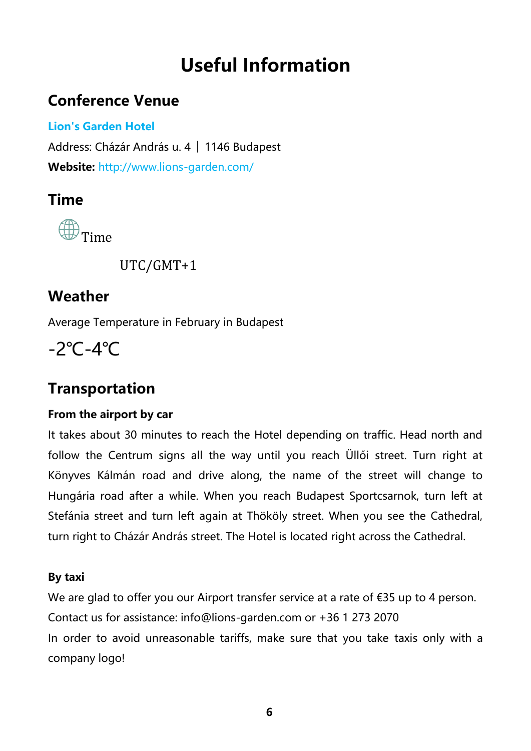# Useful Information

## Conference Venue

**Lion's Garden Hotel**

Address: Cházár András u. 4 | 1146 Budapest

**Website:** http://www.lions-garden.com/

## Time

Time

UTC/GMT+1

## Weather

Average Temperature in February in Budapest

-2℃-4℃

## Transportation

**From the airport by car**

It takes about 30 minutes to reach the Hotel depending on traffic. Head north and follow the Centrum signs all the way until you reach Üllői street. Turn right at Könyves Kálmán road and drive along, the name of the street will change to Hungária road after a while. When you reach Budapest Sportcsarnok, turn left at Stefánia street and turn left again at Thököly street. When you see the Cathedral, turn right to Cházár András street. The Hotel is located right across the Cathedral.

**By taxi**

We are glad to offer you our Airport transfer service at a rate of €35 up to 4 person.
Contact us for assistance: info@lions-garden.com or +36 1 273 2070
In order to avoid unreasonable tariffs, make sure that you take taxis only with a company logo!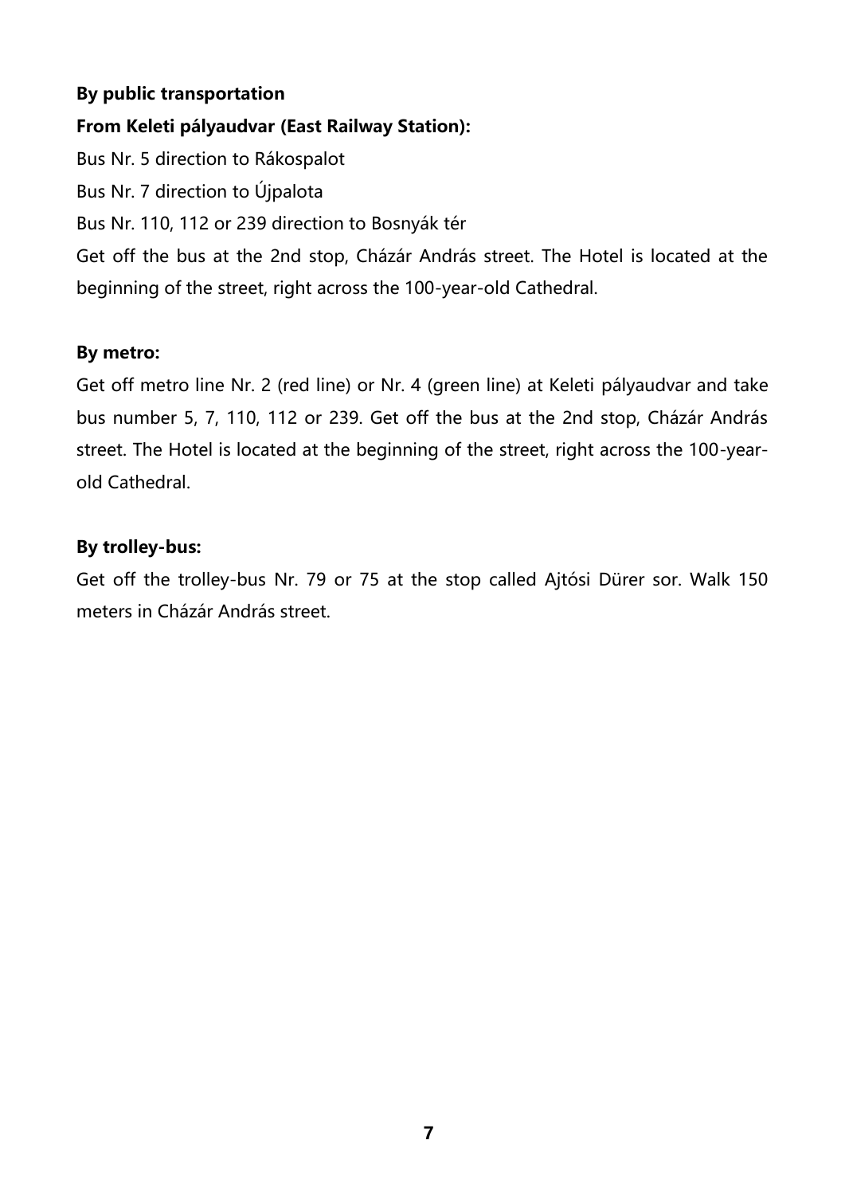**By public transportation**

**From Keleti pályaudvar (East Railway Station):**

Bus Nr. 5 direction to Rákospalot

Bus Nr. 7 direction to Újpalota

Bus Nr. 110, 112 or 239 direction to Bosnyák tér

Get off the bus at the 2nd stop, Cházár András street. The Hotel is located at the beginning of the street, right across the 100-year-old Cathedral.

**By metro:**

Get off metro line Nr. 2 (red line) or Nr. 4 (green line) at Keleti pályaudvar and take bus number 5, 7, 110, 112 or 239. Get off the bus at the 2nd stop, Cházár András street. The Hotel is located at the beginning of the street, right across the 100-year-old Cathedral.

**By trolley-bus:**

Get off the trolley-bus Nr. 79 or 75 at the stop called Ajtósi Dürer sor. Walk 150 meters in Cházár András street.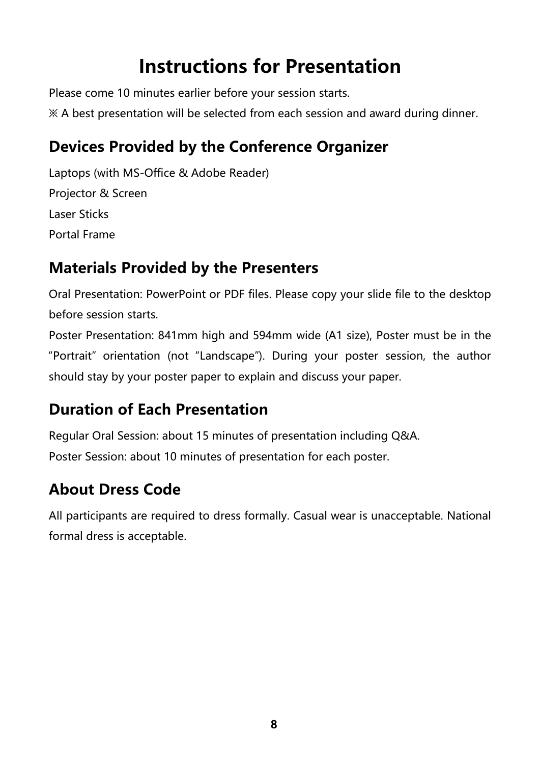# Instructions for Presentation

Please come 10 minutes earlier before your session starts.

※ A best presentation will be selected from each session and award during dinner.

## Devices Provided by the Conference Organizer

Laptops (with MS-Office & Adobe Reader)

Projector & Screen

Laser Sticks

Portal Frame

## Materials Provided by the Presenters

Oral Presentation: PowerPoint or PDF files. Please copy your slide file to the desktop before session starts.

Poster Presentation: 841mm high and 594mm wide (A1 size), Poster must be in the "Portrait" orientation (not "Landscape"). During your poster session, the author should stay by your poster paper to explain and discuss your paper.

## Duration of Each Presentation

Regular Oral Session: about 15 minutes of presentation including Q&A.

Poster Session: about 10 minutes of presentation for each poster.

## About Dress Code

All participants are required to dress formally. Casual wear is unacceptable. National formal dress is acceptable.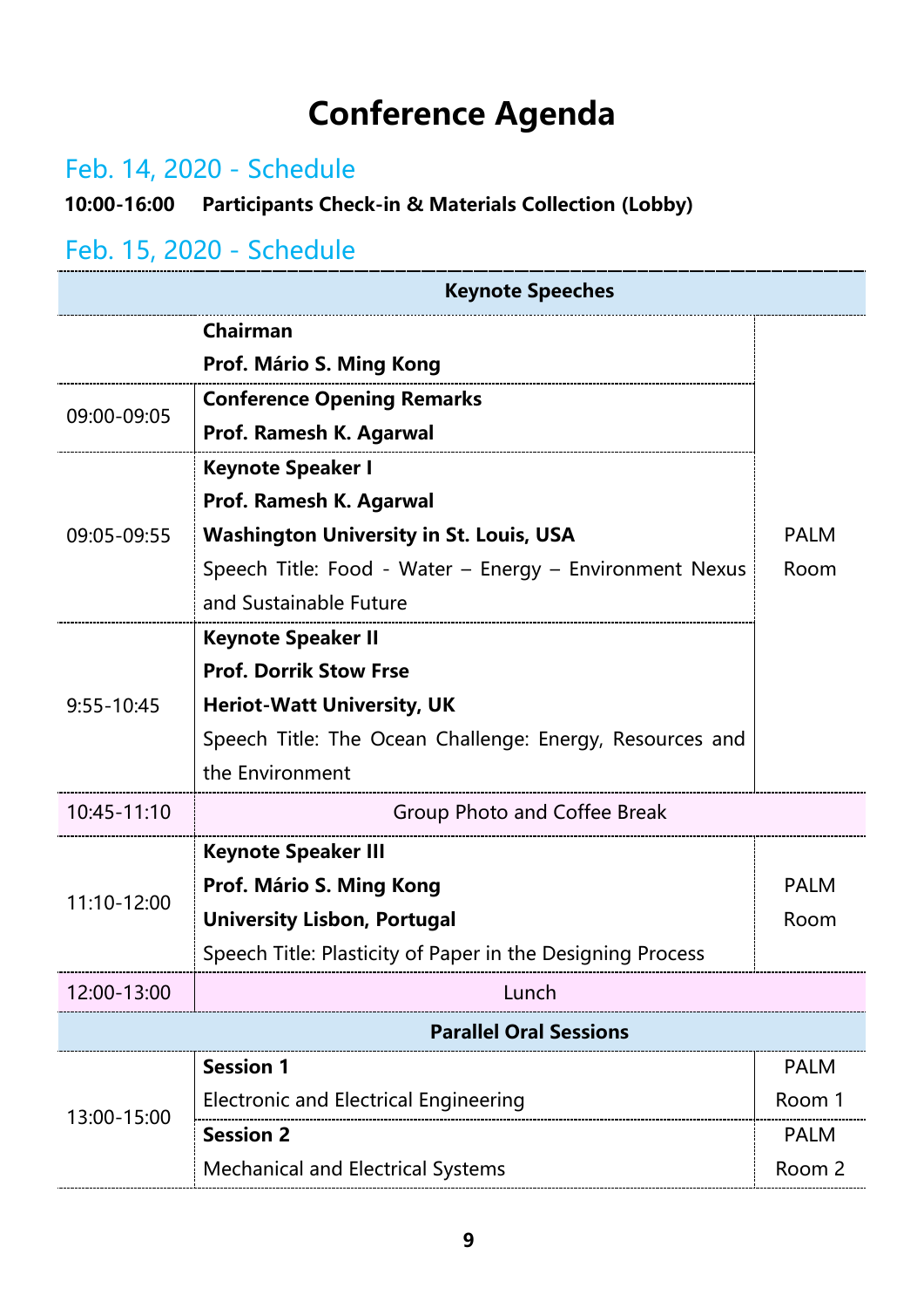# Conference Agenda

## Feb. 14, 2020 - Schedule

**10:00-16:00 Participants Check-in & Materials Collection (Lobby)**

## Feb. 15, 2020 - Schedule

| | **Keynote Speeches** | |
|---|---|---|
| | **Chairman**<br>**Prof. Mário S. Ming Kong** | PALM Room |
| 09:00-09:05 | **Conference Opening Remarks**<br>**Prof. Ramesh K. Agarwal** | |
| 09:05-09:55 | **Keynote Speaker I**<br>**Prof. Ramesh K. Agarwal**<br>**Washington University in St. Louis, USA**<br>Speech Title: Food - Water – Energy – Environment Nexus and Sustainable Future | |
| 9:55-10:45 | **Keynote Speaker II**<br>**Prof. Dorrik Stow Frse**<br>**Heriot-Watt University, UK**<br>Speech Title: The Ocean Challenge: Energy, Resources and the Environment | |
| 10:45-11:10 | Group Photo and Coffee Break | |
| 11:10-12:00 | **Keynote Speaker III**<br>**Prof. Mário S. Ming Kong**<br>**University Lisbon, Portugal**<br>Speech Title: Plasticity of Paper in the Designing Process | PALM Room |
| 12:00-13:00 | Lunch | |
| | **Parallel Oral Sessions** | |
| 13:00-15:00 | **Session 1**<br>Electronic and Electrical Engineering | PALM Room 1 |
| | **Session 2**<br>Mechanical and Electrical Systems | PALM Room 2 |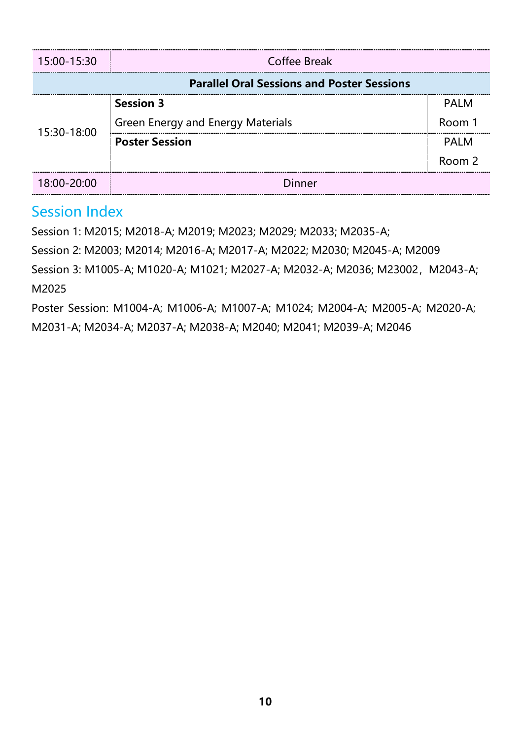| | | |
|---|---|---|
| 15:00-15:30 | Coffee Break | |
| **Parallel Oral Sessions and Poster Sessions** | | |
| 15:30-18:00 | **Session 3**<br>Green Energy and Energy Materials | PALM Room 1 |
| | **Poster Session** | PALM Room 2 |
| 18:00-20:00 | Dinner | |

## Session Index

Session 1: M2015; M2018-A; M2019; M2023; M2029; M2033; M2035-A;

Session 2: M2003; M2014; M2016-A; M2017-A; M2022; M2030; M2045-A; M2009

Session 3: M1005-A; M1020-A; M1021; M2027-A; M2032-A; M2036; M23002，M2043-A; M2025

Poster Session: M1004-A; M1006-A; M1007-A; M1024; M2004-A; M2005-A; M2020-A; M2031-A; M2034-A; M2037-A; M2038-A; M2040; M2041; M2039-A; M2046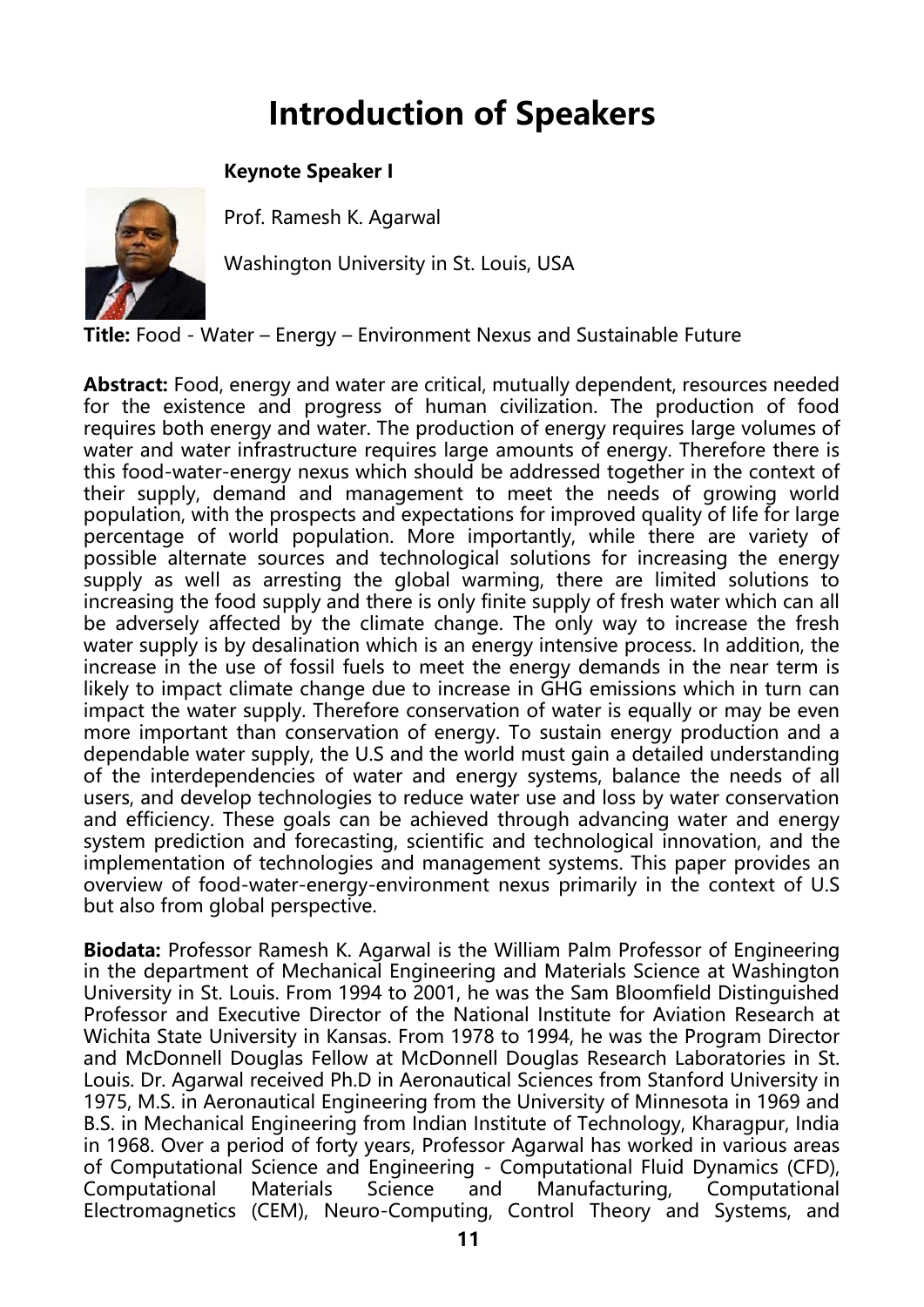# Introduction of Speakers

### Keynote Speaker I

Prof. Ramesh K. Agarwal

Washington University in St. Louis, USA

**Title:** Food - Water – Energy – Environment Nexus and Sustainable Future

**Abstract:** Food, energy and water are critical, mutually dependent, resources needed for the existence and progress of human civilization. The production of food requires both energy and water. The production of energy requires large volumes of water and water infrastructure requires large amounts of energy. Therefore there is this food-water-energy nexus which should be addressed together in the context of their supply, demand and management to meet the needs of growing world population, with the prospects and expectations for improved quality of life for large percentage of world population. More importantly, while there are variety of possible alternate sources and technological solutions for increasing the energy supply as well as arresting the global warming, there are limited solutions to increasing the food supply and there is only finite supply of fresh water which can all be adversely affected by the climate change. The only way to increase the fresh water supply is by desalination which is an energy intensive process. In addition, the increase in the use of fossil fuels to meet the energy demands in the near term is likely to impact climate change due to increase in GHG emissions which in turn can impact the water supply. Therefore conservation of water is equally or may be even more important than conservation of energy. To sustain energy production and a dependable water supply, the U.S and the world must gain a detailed understanding of the interdependencies of water and energy systems, balance the needs of all users, and develop technologies to reduce water use and loss by water conservation and efficiency. These goals can be achieved through advancing water and energy system prediction and forecasting, scientific and technological innovation, and the implementation of technologies and management systems. This paper provides an overview of food-water-energy-environment nexus primarily in the context of U.S but also from global perspective.

**Biodata:** Professor Ramesh K. Agarwal is the William Palm Professor of Engineering in the department of Mechanical Engineering and Materials Science at Washington University in St. Louis. From 1994 to 2001, he was the Sam Bloomfield Distinguished Professor and Executive Director of the National Institute for Aviation Research at Wichita State University in Kansas. From 1978 to 1994, he was the Program Director and McDonnell Douglas Fellow at McDonnell Douglas Research Laboratories in St. Louis. Dr. Agarwal received Ph.D in Aeronautical Sciences from Stanford University in 1975, M.S. in Aeronautical Engineering from the University of Minnesota in 1969 and B.S. in Mechanical Engineering from Indian Institute of Technology, Kharagpur, India in 1968. Over a period of forty years, Professor Agarwal has worked in various areas of Computational Science and Engineering - Computational Fluid Dynamics (CFD), Computational Materials Science and Manufacturing, Computational Electromagnetics (CEM), Neuro-Computing, Control Theory and Systems, and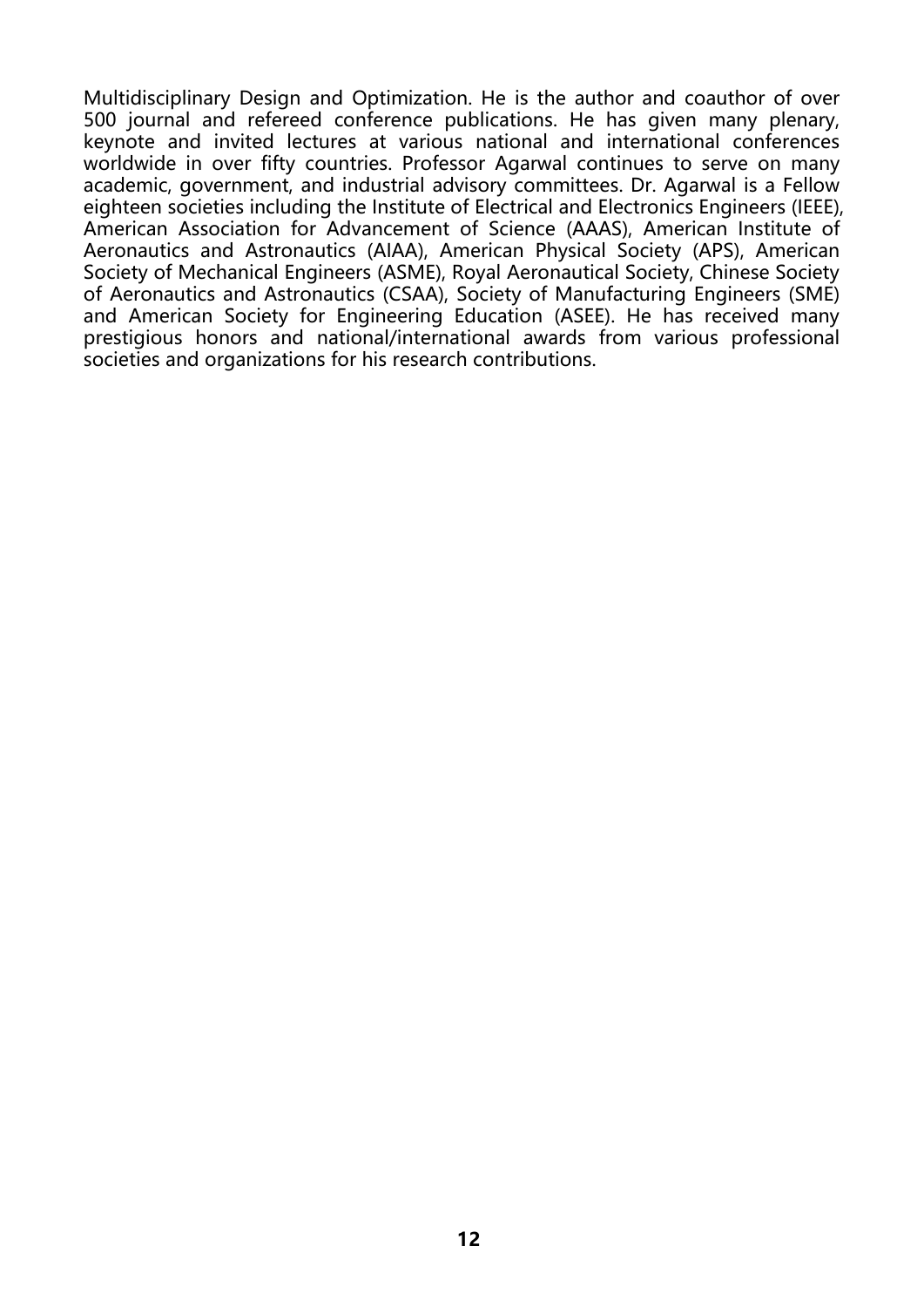Multidisciplinary Design and Optimization. He is the author and coauthor of over 500 journal and refereed conference publications. He has given many plenary, keynote and invited lectures at various national and international conferences worldwide in over fifty countries. Professor Agarwal continues to serve on many academic, government, and industrial advisory committees. Dr. Agarwal is a Fellow eighteen societies including the Institute of Electrical and Electronics Engineers (IEEE), American Association for Advancement of Science (AAAS), American Institute of Aeronautics and Astronautics (AIAA), American Physical Society (APS), American Society of Mechanical Engineers (ASME), Royal Aeronautical Society, Chinese Society of Aeronautics and Astronautics (CSAA), Society of Manufacturing Engineers (SME) and American Society for Engineering Education (ASEE). He has received many prestigious honors and national/international awards from various professional societies and organizations for his research contributions.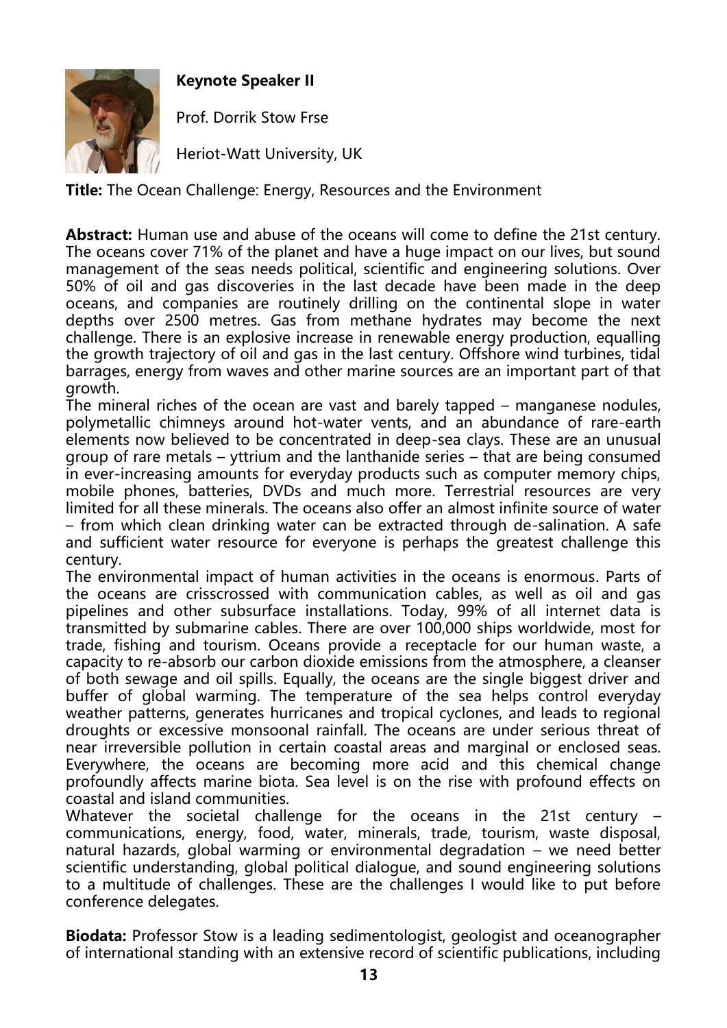**Keynote Speaker II**

Prof. Dorrik Stow Frse

Heriot-Watt University, UK

**Title:** The Ocean Challenge: Energy, Resources and the Environment

**Abstract:** Human use and abuse of the oceans will come to define the 21st century. The oceans cover 71% of the planet and have a huge impact on our lives, but sound management of the seas needs political, scientific and engineering solutions. Over 50% of oil and gas discoveries in the last decade have been made in the deep oceans, and companies are routinely drilling on the continental slope in water depths over 2500 metres. Gas from methane hydrates may become the next challenge. There is an explosive increase in renewable energy production, equalling the growth trajectory of oil and gas in the last century. Offshore wind turbines, tidal barrages, energy from waves and other marine sources are an important part of that growth.

The mineral riches of the ocean are vast and barely tapped – manganese nodules, polymetallic chimneys around hot-water vents, and an abundance of rare-earth elements now believed to be concentrated in deep-sea clays. These are an unusual group of rare metals – yttrium and the lanthanide series – that are being consumed in ever-increasing amounts for everyday products such as computer memory chips, mobile phones, batteries, DVDs and much more. Terrestrial resources are very limited for all these minerals. The oceans also offer an almost infinite source of water – from which clean drinking water can be extracted through de-salination. A safe and sufficient water resource for everyone is perhaps the greatest challenge this century.

The environmental impact of human activities in the oceans is enormous. Parts of the oceans are crisscrossed with communication cables, as well as oil and gas pipelines and other subsurface installations. Today, 99% of all internet data is transmitted by submarine cables. There are over 100,000 ships worldwide, most for trade, fishing and tourism. Oceans provide a receptacle for our human waste, a capacity to re-absorb our carbon dioxide emissions from the atmosphere, a cleanser of both sewage and oil spills. Equally, the oceans are the single biggest driver and buffer of global warming. The temperature of the sea helps control everyday weather patterns, generates hurricanes and tropical cyclones, and leads to regional droughts or excessive monsoonal rainfall. The oceans are under serious threat of near irreversible pollution in certain coastal areas and marginal or enclosed seas. Everywhere, the oceans are becoming more acid and this chemical change profoundly affects marine biota. Sea level is on the rise with profound effects on coastal and island communities.

Whatever the societal challenge for the oceans in the 21st century – communications, energy, food, water, minerals, trade, tourism, waste disposal, natural hazards, global warming or environmental degradation – we need better scientific understanding, global political dialogue, and sound engineering solutions to a multitude of challenges. These are the challenges I would like to put before conference delegates.

**Biodata:** Professor Stow is a leading sedimentologist, geologist and oceanographer of international standing with an extensive record of scientific publications, including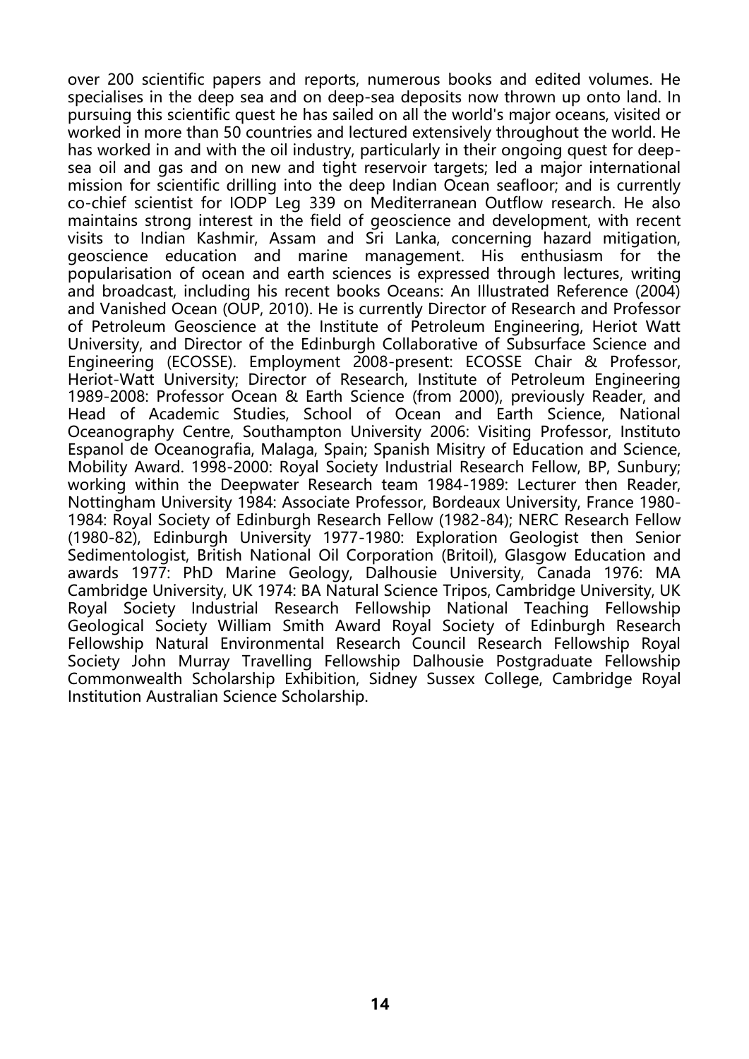over 200 scientific papers and reports, numerous books and edited volumes. He specialises in the deep sea and on deep-sea deposits now thrown up onto land. In pursuing this scientific quest he has sailed on all the world's major oceans, visited or worked in more than 50 countries and lectured extensively throughout the world. He has worked in and with the oil industry, particularly in their ongoing quest for deep-sea oil and gas and on new and tight reservoir targets; led a major international mission for scientific drilling into the deep Indian Ocean seafloor; and is currently co-chief scientist for IODP Leg 339 on Mediterranean Outflow research. He also maintains strong interest in the field of geoscience and development, with recent visits to Indian Kashmir, Assam and Sri Lanka, concerning hazard mitigation, geoscience education and marine management. His enthusiasm for the popularisation of ocean and earth sciences is expressed through lectures, writing and broadcast, including his recent books Oceans: An Illustrated Reference (2004) and Vanished Ocean (OUP, 2010). He is currently Director of Research and Professor of Petroleum Geoscience at the Institute of Petroleum Engineering, Heriot Watt University, and Director of the Edinburgh Collaborative of Subsurface Science and Engineering (ECOSSE). Employment 2008-present: ECOSSE Chair & Professor, Heriot-Watt University; Director of Research, Institute of Petroleum Engineering 1989-2008: Professor Ocean & Earth Science (from 2000), previously Reader, and Head of Academic Studies, School of Ocean and Earth Science, National Oceanography Centre, Southampton University 2006: Visiting Professor, Instituto Espanol de Oceanografia, Malaga, Spain; Spanish Misitry of Education and Science, Mobility Award. 1998-2000: Royal Society Industrial Research Fellow, BP, Sunbury; working within the Deepwater Research team 1984-1989: Lecturer then Reader, Nottingham University 1984: Associate Professor, Bordeaux University, France 1980-1984: Royal Society of Edinburgh Research Fellow (1982-84); NERC Research Fellow (1980-82), Edinburgh University 1977-1980: Exploration Geologist then Senior Sedimentologist, British National Oil Corporation (Britoil), Glasgow Education and awards 1977: PhD Marine Geology, Dalhousie University, Canada 1976: MA Cambridge University, UK 1974: BA Natural Science Tripos, Cambridge University, UK Royal Society Industrial Research Fellowship National Teaching Fellowship Geological Society William Smith Award Royal Society of Edinburgh Research Fellowship Natural Environmental Research Council Research Fellowship Royal Society John Murray Travelling Fellowship Dalhousie Postgraduate Fellowship Commonwealth Scholarship Exhibition, Sidney Sussex College, Cambridge Royal Institution Australian Science Scholarship.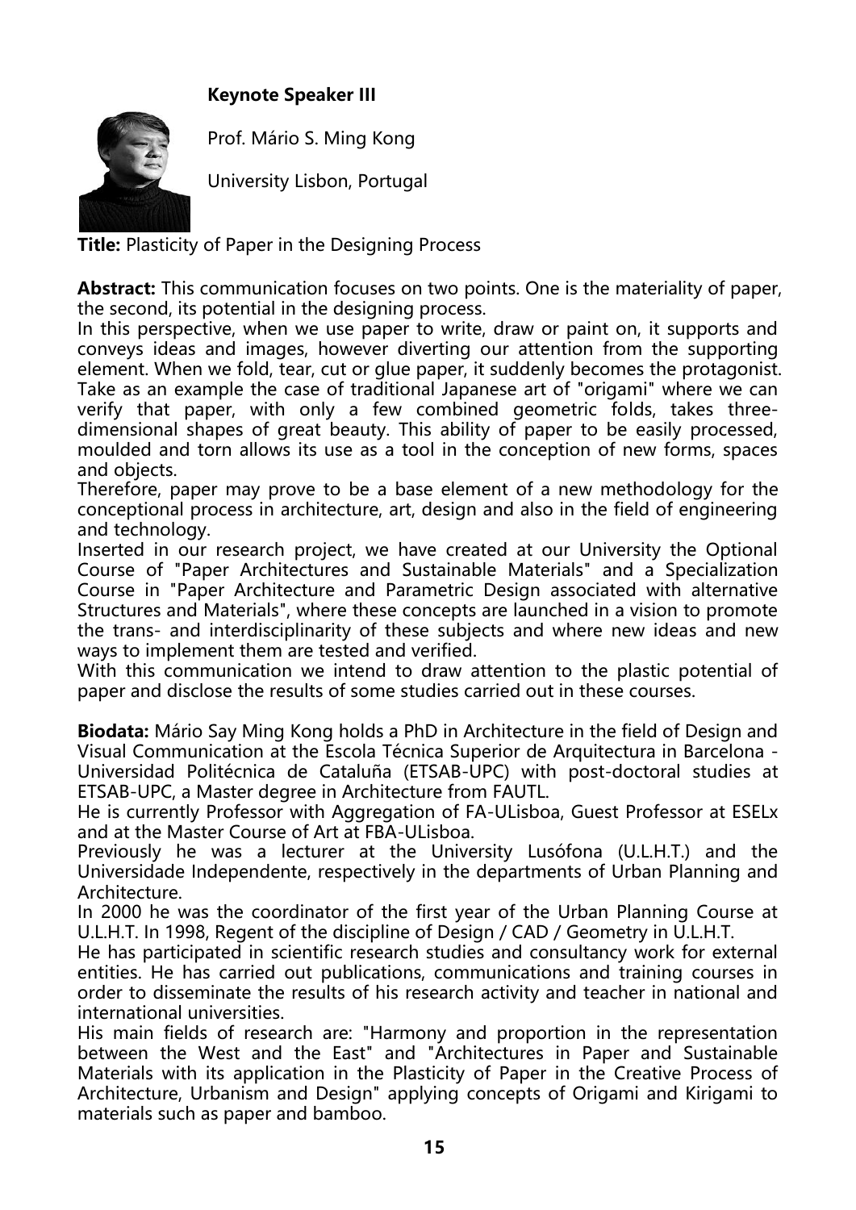**Keynote Speaker III**

Prof. Mário S. Ming Kong

University Lisbon, Portugal

**Title:** Plasticity of Paper in the Designing Process

**Abstract:** This communication focuses on two points. One is the materiality of paper, the second, its potential in the designing process.
In this perspective, when we use paper to write, draw or paint on, it supports and conveys ideas and images, however diverting our attention from the supporting element. When we fold, tear, cut or glue paper, it suddenly becomes the protagonist. Take as an example the case of traditional Japanese art of "origami" where we can verify that paper, with only a few combined geometric folds, takes three-dimensional shapes of great beauty. This ability of paper to be easily processed, moulded and torn allows its use as a tool in the conception of new forms, spaces and objects.
Therefore, paper may prove to be a base element of a new methodology for the conceptional process in architecture, art, design and also in the field of engineering and technology.
Inserted in our research project, we have created at our University the Optional Course of "Paper Architectures and Sustainable Materials" and a Specialization Course in "Paper Architecture and Parametric Design associated with alternative Structures and Materials", where these concepts are launched in a vision to promote the trans- and interdisciplinarity of these subjects and where new ideas and new ways to implement them are tested and verified.
With this communication we intend to draw attention to the plastic potential of paper and disclose the results of some studies carried out in these courses.

**Biodata:** Mário Say Ming Kong holds a PhD in Architecture in the field of Design and Visual Communication at the Escola Técnica Superior de Arquitectura in Barcelona - Universidad Politécnica de Cataluña (ETSAB-UPC) with post-doctoral studies at ETSAB-UPC, a Master degree in Architecture from FAUTL.
He is currently Professor with Aggregation of FA-ULisboa, Guest Professor at ESELx and at the Master Course of Art at FBA-ULisboa.
Previously he was a lecturer at the University Lusófona (U.L.H.T.) and the Universidade Independente, respectively in the departments of Urban Planning and Architecture.
In 2000 he was the coordinator of the first year of the Urban Planning Course at U.L.H.T. In 1998, Regent of the discipline of Design / CAD / Geometry in U.L.H.T.
He has participated in scientific research studies and consultancy work for external entities. He has carried out publications, communications and training courses in order to disseminate the results of his research activity and teacher in national and international universities.
His main fields of research are: "Harmony and proportion in the representation between the West and the East" and "Architectures in Paper and Sustainable Materials with its application in the Plasticity of Paper in the Creative Process of Architecture, Urbanism and Design" applying concepts of Origami and Kirigami to materials such as paper and bamboo.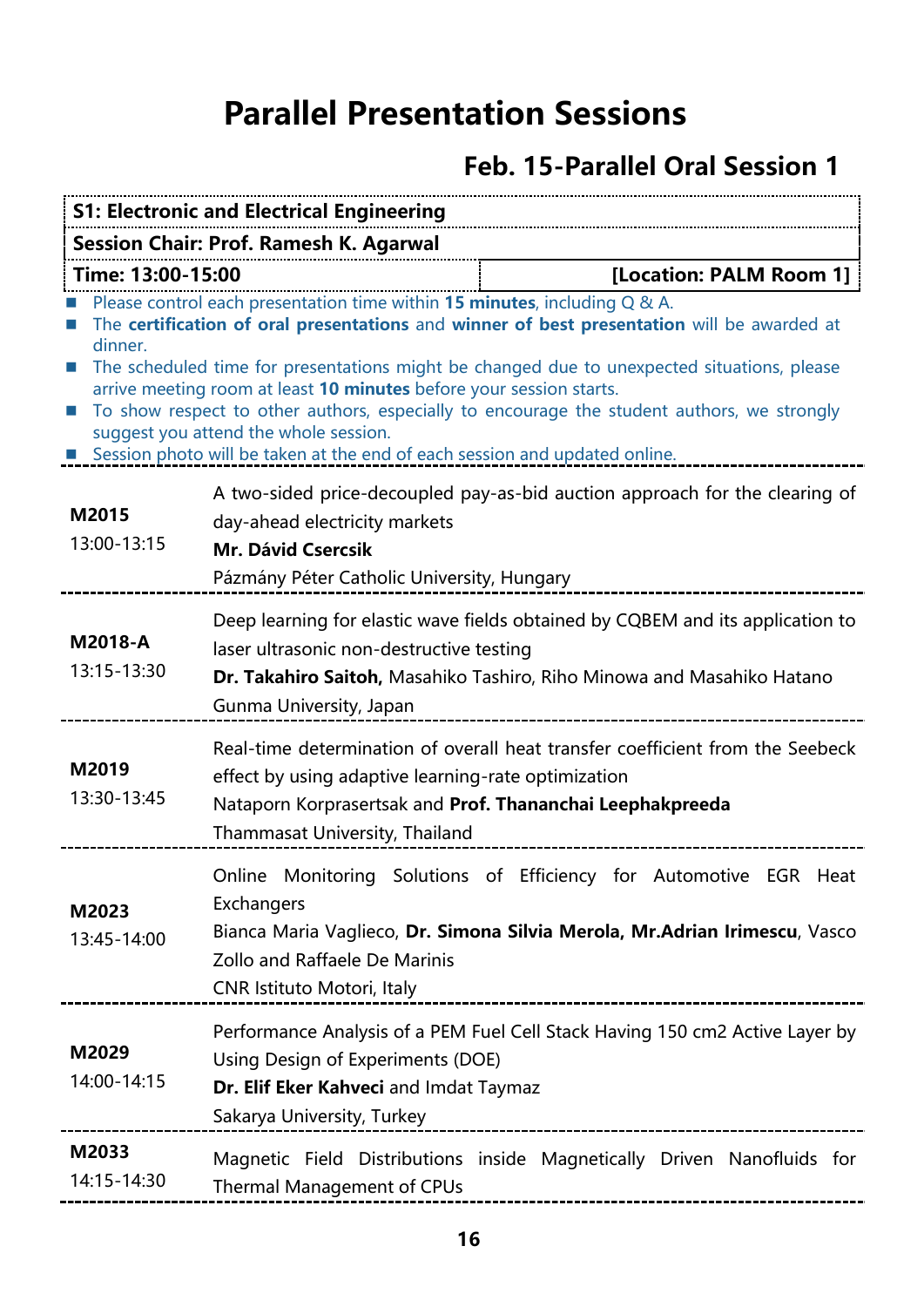# Parallel Presentation Sessions

## Feb. 15-Parallel Oral Session 1

| **S1: Electronic and Electrical Engineering** | |
|---|---|
| **Session Chair: Prof. Ramesh K. Agarwal** | |
| **Time: 13:00-15:00** | **[Location: PALM Room 1]** |

- Please control each presentation time within **15 minutes**, including Q & A.
- The **certification of oral presentations** and **winner of best presentation** will be awarded at dinner.
- The scheduled time for presentations might be changed due to unexpected situations, please arrive meeting room at least **10 minutes** before your session starts.
- To show respect to other authors, especially to encourage the student authors, we strongly suggest you attend the whole session.
- Session photo will be taken at the end of each session and updated online.

| | |
|---|---|
| **M2015**<br>13:00-13:15 | A two-sided price-decoupled pay-as-bid auction approach for the clearing of day-ahead electricity markets<br>**Mr. Dávid Csercsik**<br>Pázmány Péter Catholic University, Hungary |
| **M2018-A**<br>13:15-13:30 | Deep learning for elastic wave fields obtained by CQBEM and its application to laser ultrasonic non-destructive testing<br>**Dr. Takahiro Saitoh,** Masahiko Tashiro, Riho Minowa and Masahiko Hatano<br>Gunma University, Japan |
| **M2019**<br>13:30-13:45 | Real-time determination of overall heat transfer coefficient from the Seebeck effect by using adaptive learning-rate optimization<br>Nataporn Korprasertsak and **Prof. Thananchai Leephakpreeda**<br>Thammasat University, Thailand |
| **M2023**<br>13:45-14:00 | Online Monitoring Solutions of Efficiency for Automotive EGR Heat Exchangers<br>Bianca Maria Vaglieco, **Dr. Simona Silvia Merola, Mr.Adrian Irimescu**, Vasco Zollo and Raffaele De Marinis<br>CNR Istituto Motori, Italy |
| **M2029**<br>14:00-14:15 | Performance Analysis of a PEM Fuel Cell Stack Having 150 cm2 Active Layer by Using Design of Experiments (DOE)<br>**Dr. Elif Eker Kahveci** and Imdat Taymaz<br>Sakarya University, Turkey |
| **M2033**<br>14:15-14:30 | Magnetic Field Distributions inside Magnetically Driven Nanofluids for Thermal Management of CPUs |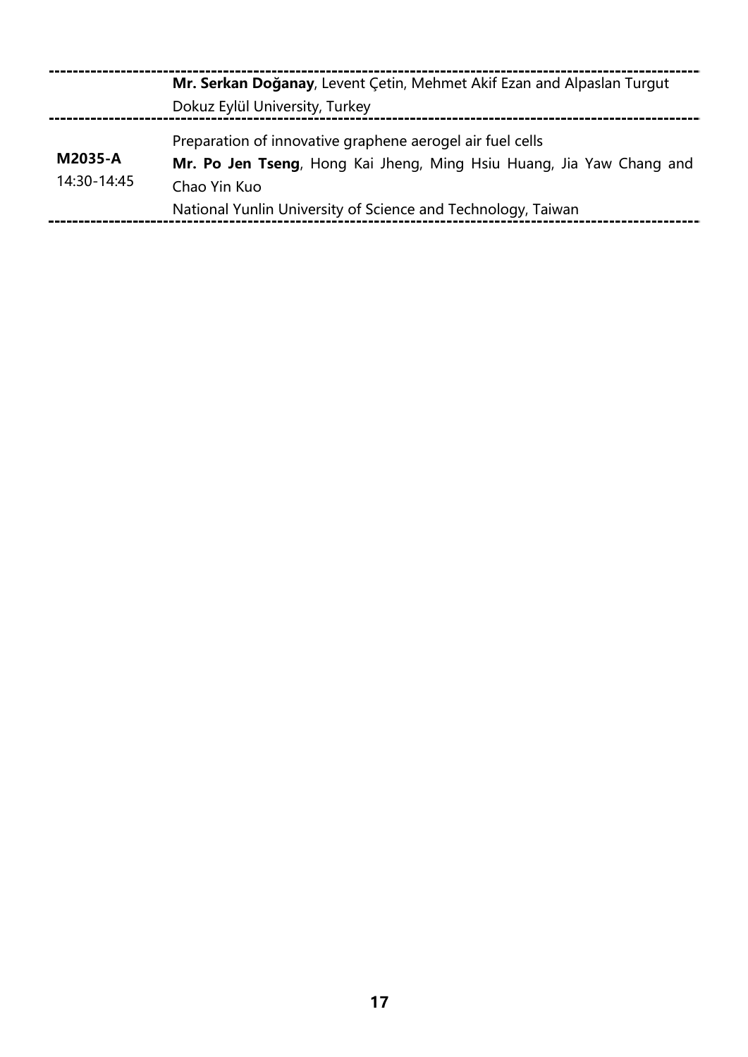| | |
|---|---|
| | **Mr. Serkan Doğanay**, Levent Çetin, Mehmet Akif Ezan and Alpaslan Turgut<br>Dokuz Eylül University, Turkey |
| **M2035-A**<br>14:30-14:45 | Preparation of innovative graphene aerogel air fuel cells<br>**Mr. Po Jen Tseng**, Hong Kai Jheng, Ming Hsiu Huang, Jia Yaw Chang and Chao Yin Kuo<br>National Yunlin University of Science and Technology, Taiwan |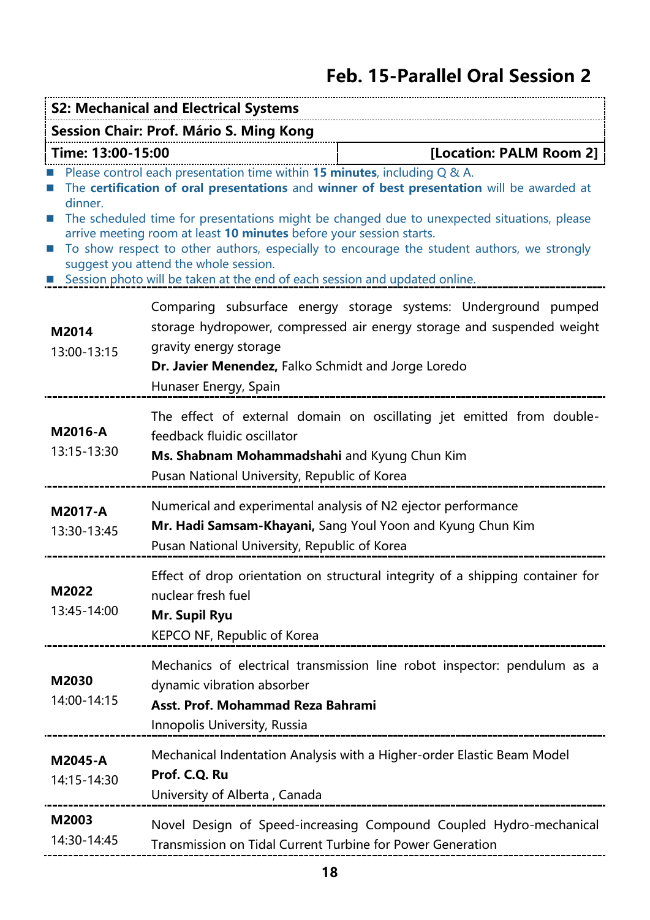# Feb. 15-Parallel Oral Session 2

**S2: Mechanical and Electrical Systems**

**Session Chair: Prof. Mário S. Ming Kong**

| **Time: 13:00-15:00** | **[Location: PALM Room 2]** |
|---|---|

- Please control each presentation time within **15 minutes**, including Q & A.
- The **certification of oral presentations** and **winner of best presentation** will be awarded at dinner.
- The scheduled time for presentations might be changed due to unexpected situations, please arrive meeting room at least **10 minutes** before your session starts.
- To show respect to other authors, especially to encourage the student authors, we strongly suggest you attend the whole session.
- Session photo will be taken at the end of each session and updated online.

| | |
|---|---|
| **M2014**<br>13:00-13:15 | Comparing subsurface energy storage systems: Underground pumped storage hydropower, compressed air energy storage and suspended weight gravity energy storage<br>**Dr. Javier Menendez,** Falko Schmidt and Jorge Loredo<br>Hunaser Energy, Spain |
| **M2016-A**<br>13:15-13:30 | The effect of external domain on oscillating jet emitted from double-feedback fluidic oscillator<br>**Ms. Shabnam Mohammadshahi** and Kyung Chun Kim<br>Pusan National University, Republic of Korea |
| **M2017-A**<br>13:30-13:45 | Numerical and experimental analysis of N2 ejector performance<br>**Mr. Hadi Samsam-Khayani,** Sang Youl Yoon and Kyung Chun Kim<br>Pusan National University, Republic of Korea |
| **M2022**<br>13:45-14:00 | Effect of drop orientation on structural integrity of a shipping container for nuclear fresh fuel<br>**Mr. Supil Ryu**<br>KEPCO NF, Republic of Korea |
| **M2030**<br>14:00-14:15 | Mechanics of electrical transmission line robot inspector: pendulum as a dynamic vibration absorber<br>**Asst. Prof. Mohammad Reza Bahrami**<br>Innopolis University, Russia |
| **M2045-A**<br>14:15-14:30 | Mechanical Indentation Analysis with a Higher-order Elastic Beam Model<br>**Prof. C.Q. Ru**<br>University of Alberta , Canada |
| **M2003**<br>14:30-14:45 | Novel Design of Speed-increasing Compound Coupled Hydro-mechanical Transmission on Tidal Current Turbine for Power Generation |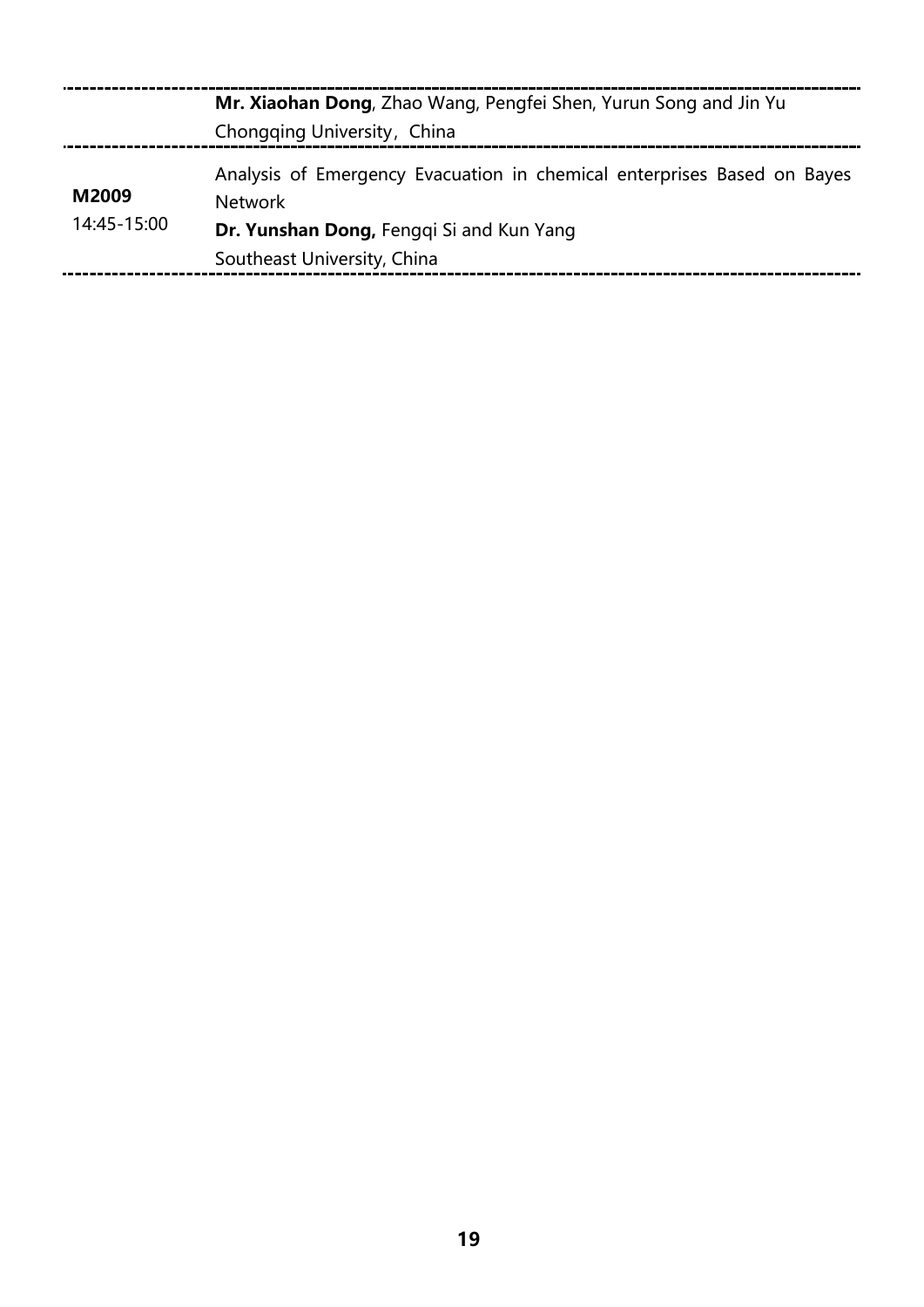| | |
|---|---|
| | **Mr. Xiaohan Dong**, Zhao Wang, Pengfei Shen, Yurun Song and Jin Yu<br>Chongqing University，China |
| **M2009**<br>14:45-15:00 | Analysis of Emergency Evacuation in chemical enterprises Based on Bayes Network<br>**Dr. Yunshan Dong,** Fengqi Si and Kun Yang<br>Southeast University, China |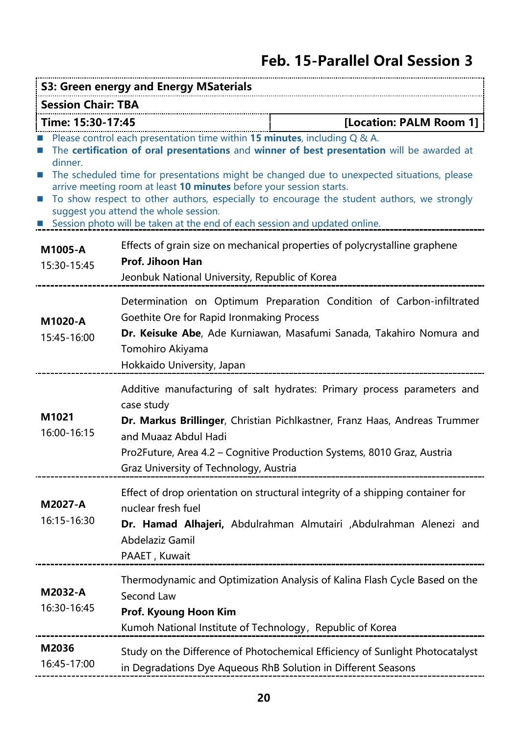# Feb. 15-Parallel Oral Session 3

**S3: Green energy and Energy MSaterials**

**Session Chair: TBA**

**Time: 15:30-17:45** | **[Location: PALM Room 1]**

- Please control each presentation time within **15 minutes**, including Q & A.
- The **certification of oral presentations** and **winner of best presentation** will be awarded at dinner.
- The scheduled time for presentations might be changed due to unexpected situations, please arrive meeting room at least **10 minutes** before your session starts.
- To show respect to other authors, especially to encourage the student authors, we strongly suggest you attend the whole session.
- Session photo will be taken at the end of each session and updated online.

---

**M1005-A**
15:30-15:45

Effects of grain size on mechanical properties of polycrystalline graphene
**Prof. Jihoon Han**
Jeonbuk National University, Republic of Korea

---

**M1020-A**
15:45-16:00

Determination on Optimum Preparation Condition of Carbon-infiltrated Goethite Ore for Rapid Ironmaking Process
**Dr. Keisuke Abe**, Ade Kurniawan, Masafumi Sanada, Takahiro Nomura and Tomohiro Akiyama
Hokkaido University, Japan

---

**M1021**
16:00-16:15

Additive manufacturing of salt hydrates: Primary process parameters and case study
**Dr. Markus Brillinger**, Christian Pichlkastner, Franz Haas, Andreas Trummer and Muaaz Abdul Hadi
Pro2Future, Area 4.2 – Cognitive Production Systems, 8010 Graz, Austria
Graz University of Technology, Austria

---

**M2027-A**
16:15-16:30

Effect of drop orientation on structural integrity of a shipping container for nuclear fresh fuel
**Dr. Hamad Alhajeri,** Abdulrahman Almutairi ,Abdulrahman Alenezi and Abdelaziz Gamil
PAAET , Kuwait

---

**M2032-A**
16:30-16:45

Thermodynamic and Optimization Analysis of Kalina Flash Cycle Based on the Second Law
**Prof. Kyoung Hoon Kim**
Kumoh National Institute of Technology，Republic of Korea

---

**M2036**
16:45-17:00

Study on the Difference of Photochemical Efficiency of Sunlight Photocatalyst in Degradations Dye Aqueous RhB Solution in Different Seasons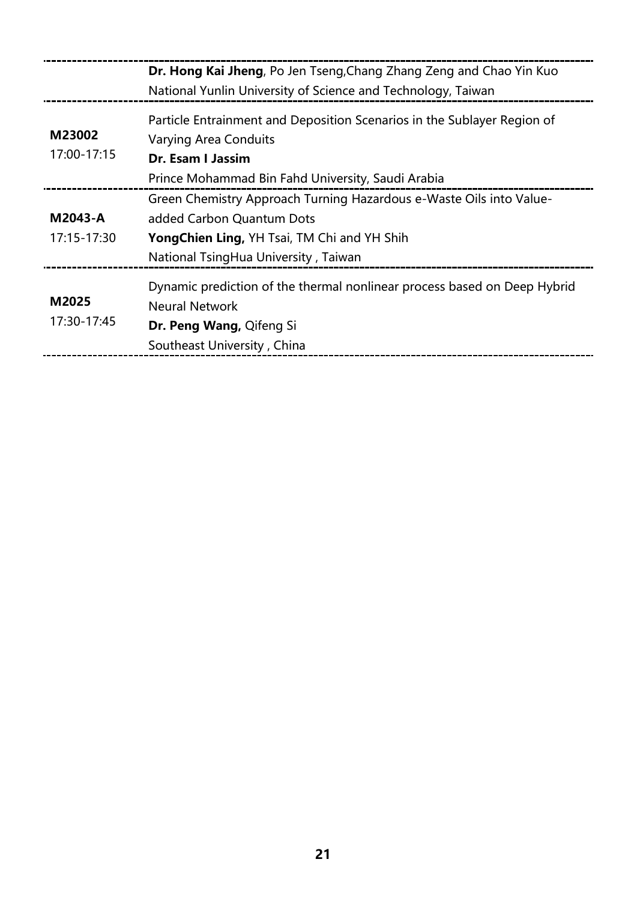| | |
|---|---|
| | **Dr. Hong Kai Jheng**, Po Jen Tseng,Chang Zhang Zeng and Chao Yin Kuo<br>National Yunlin University of Science and Technology, Taiwan |
| **M23002**<br>17:00-17:15 | Particle Entrainment and Deposition Scenarios in the Sublayer Region of Varying Area Conduits<br>**Dr. Esam I Jassim**<br>Prince Mohammad Bin Fahd University, Saudi Arabia |
| **M2043-A**<br>17:15-17:30 | Green Chemistry Approach Turning Hazardous e-Waste Oils into Value-added Carbon Quantum Dots<br>**YongChien Ling,** YH Tsai, TM Chi and YH Shih<br>National TsingHua University , Taiwan |
| **M2025**<br>17:30-17:45 | Dynamic prediction of the thermal nonlinear process based on Deep Hybrid Neural Network<br>**Dr. Peng Wang,** Qifeng Si<br>Southeast University , China |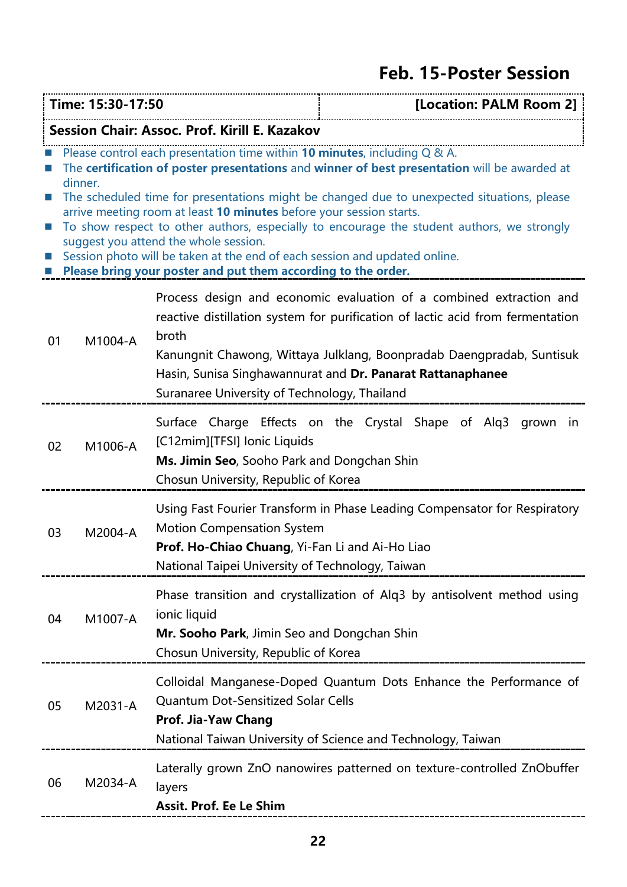# Feb. 15-Poster Session

| Time: 15:30-17:50 | [Location: PALM Room 2] |
|---|---|
| Session Chair: Assoc. Prof. Kirill E. Kazakov | |

- Please control each presentation time within **10 minutes**, including Q & A.
- The **certification of poster presentations** and **winner of best presentation** will be awarded at dinner.
- The scheduled time for presentations might be changed due to unexpected situations, please arrive meeting room at least **10 minutes** before your session starts.
- To show respect to other authors, especially to encourage the student authors, we strongly suggest you attend the whole session.
- Session photo will be taken at the end of each session and updated online.
- **Please bring your poster and put them according to the order.**

| No. | ID | Paper |
|---|---|---|
| 01 | M1004-A | Process design and economic evaluation of a combined extraction and reactive distillation system for purification of lactic acid from fermentation broth<br>Kanungnit Chawong, Wittaya Julklang, Boonpradab Daengpradab, Suntisuk Hasin, Sunisa Singhawannurat and **Dr. Panarat Rattanaphanee**<br>Suranaree University of Technology, Thailand |
| 02 | M1006-A | Surface Charge Effects on the Crystal Shape of Alq3 grown in [C12mim][TFSI] Ionic Liquids<br>**Ms. Jimin Seo**, Sooho Park and Dongchan Shin<br>Chosun University, Republic of Korea |
| 03 | M2004-A | Using Fast Fourier Transform in Phase Leading Compensator for Respiratory Motion Compensation System<br>**Prof. Ho-Chiao Chuang**, Yi-Fan Li and Ai-Ho Liao<br>National Taipei University of Technology, Taiwan |
| 04 | M1007-A | Phase transition and crystallization of Alq3 by antisolvent method using ionic liquid<br>**Mr. Sooho Park**, Jimin Seo and Dongchan Shin<br>Chosun University, Republic of Korea |
| 05 | M2031-A | Colloidal Manganese-Doped Quantum Dots Enhance the Performance of Quantum Dot-Sensitized Solar Cells<br>**Prof. Jia-Yaw Chang**<br>National Taiwan University of Science and Technology, Taiwan |
| 06 | M2034-A | Laterally grown ZnO nanowires patterned on texture-controlled ZnObuffer layers<br>**Assit. Prof. Ee Le Shim** |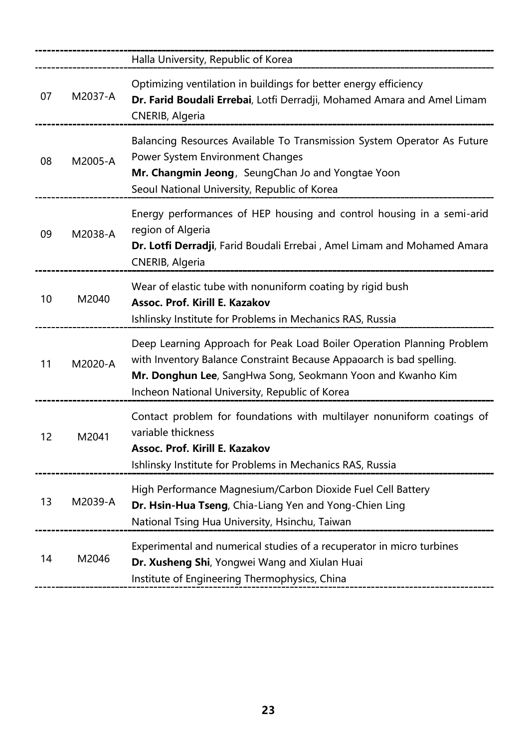| | | |
|---|---|---|
| | | Halla University, Republic of Korea |
| 07 | M2037-A | Optimizing ventilation in buildings for better energy efficiency<br>**Dr. Farid Boudali Errebai**, Lotfi Derradji, Mohamed Amara and Amel Limam<br>CNERIB, Algeria |
| 08 | M2005-A | Balancing Resources Available To Transmission System Operator As Future Power System Environment Changes<br>**Mr. Changmin Jeong**, SeungChan Jo and Yongtae Yoon<br>Seoul National University, Republic of Korea |
| 09 | M2038-A | Energy performances of HEP housing and control housing in a semi-arid region of Algeria<br>**Dr. Lotfi Derradji**, Farid Boudali Errebai , Amel Limam and Mohamed Amara<br>CNERIB, Algeria |
| 10 | M2040 | Wear of elastic tube with nonuniform coating by rigid bush<br>**Assoc. Prof. Kirill E. Kazakov**<br>Ishlinsky Institute for Problems in Mechanics RAS, Russia |
| 11 | M2020-A | Deep Learning Approach for Peak Load Boiler Operation Planning Problem with Inventory Balance Constraint Because Appaoarch is bad spelling.<br>**Mr. Donghun Lee**, SangHwa Song, Seokmann Yoon and Kwanho Kim<br>Incheon National University, Republic of Korea |
| 12 | M2041 | Contact problem for foundations with multilayer nonuniform coatings of variable thickness<br>**Assoc. Prof. Kirill E. Kazakov**<br>Ishlinsky Institute for Problems in Mechanics RAS, Russia |
| 13 | M2039-A | High Performance Magnesium/Carbon Dioxide Fuel Cell Battery<br>**Dr. Hsin-Hua Tseng**, Chia-Liang Yen and Yong-Chien Ling<br>National Tsing Hua University, Hsinchu, Taiwan |
| 14 | M2046 | Experimental and numerical studies of a recuperator in micro turbines<br>**Dr. Xusheng Shi**, Yongwei Wang and Xiulan Huai<br>Institute of Engineering Thermophysics, China |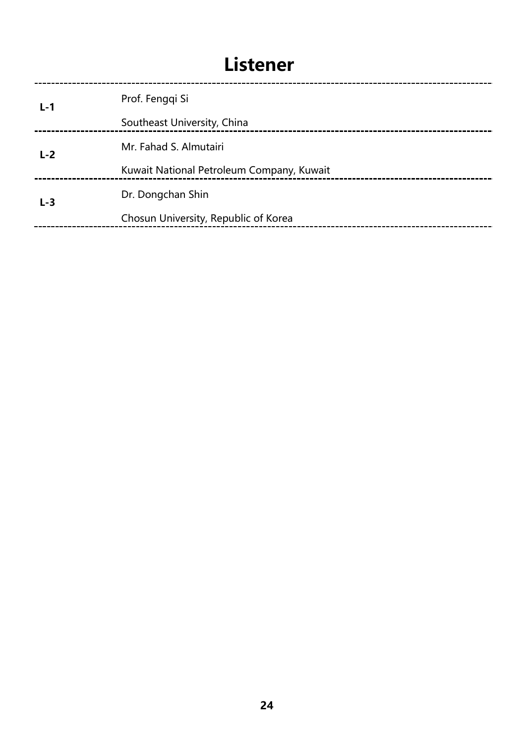# Listener

| | |
|---|---|
| **L-1** | Prof. Fengqi Si<br>Southeast University, China |
| **L-2** | Mr. Fahad S. Almutairi<br>Kuwait National Petroleum Company, Kuwait |
| **L-3** | Dr. Dongchan Shin<br>Chosun University, Republic of Korea |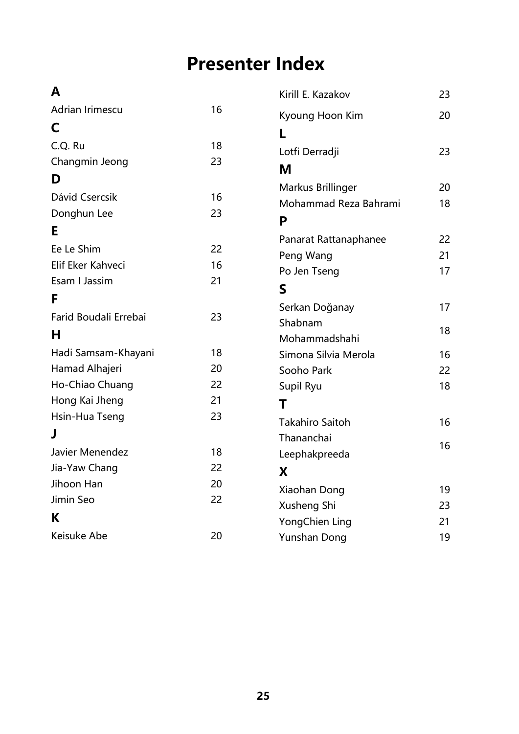# Presenter Index

## A

Adrian Irimescu 16

## C

C.Q. Ru 18

Changmin Jeong 23

## D

Dávid Csercsik 16

Donghun Lee 23

## E

Ee Le Shim 22

Elif Eker Kahveci 16

Esam I Jassim 21

## F

Farid Boudali Errebai 23

## H

Hadi Samsam-Khayani 18

Hamad Alhajeri 20

Ho-Chiao Chuang 22

Hong Kai Jheng 21

Hsin-Hua Tseng 23

## J

Javier Menendez 18

Jia-Yaw Chang 22

Jihoon Han 20

Jimin Seo 22

## K

Keisuke Abe 20

Kirill E. Kazakov 23

Kyoung Hoon Kim 20

## L

Lotfi Derradji 23

## M

Markus Brillinger 20

Mohammad Reza Bahrami 18

## P

Panarat Rattanaphanee 22

Peng Wang 21

Po Jen Tseng 17

## S

Serkan Doğanay 17

Shabnam Mohammadshahi 18

Simona Silvia Merola 16

Sooho Park 22

Supil Ryu 18

## T

Takahiro Saitoh 16

Thananchai Leephakpreeda 16

## X

Xiaohan Dong 19

Xusheng Shi 23

YongChien Ling 21

Yunshan Dong 19